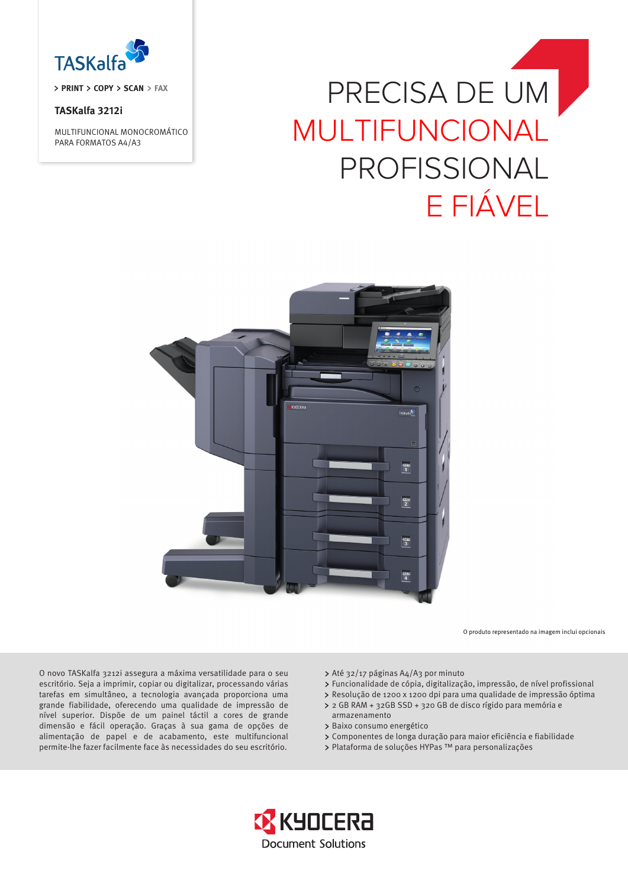TASKalfa

> PRINT > COPY > SCAN > FAX

**TASKalfa 3212i**

MULTIFUNCIONAL MONOCROMÁTICO PARA FORMATOS A4/A3

# PRECISA DE UM MULTIFUNCIONAL PROFISSIONAL E FIÁVEL

O produto representado na imagem inclui opcionais

O novo TASKalfa 3212i assegura a máxima versatilidade para o seu escritório. Seja a imprimir, copiar ou digitalizar, processando várias tarefas em simultâneo, a tecnologia avançada proporciona uma grande fiabilidade, oferecendo uma qualidade de impressão de nível superior. Dispõe de um painel táctil a cores de grande dimensão e fácil operação. Graças à sua gama de opções de alimentação de papel e de acabamento, este multifuncional permite-lhe fazer facilmente face às necessidades do seu escritório.

- Até 32/17 páginas A4/A3 por minuto
- Funcionalidade de cópia, digitalização, impressão, de nível profissional
- Resolução de 1200 x 1200 dpi para uma qualidade de impressão óptima
- 2 GB RAM + 32GB SSD + 320 GB de disco rígido para memória e armazenamento
- Baixo consumo energético
- Componentes de longa duração para maior eficiência e fiabilidade
- Plataforma de soluções HYPas ™ para personalizações

KYOCERA Document Solutions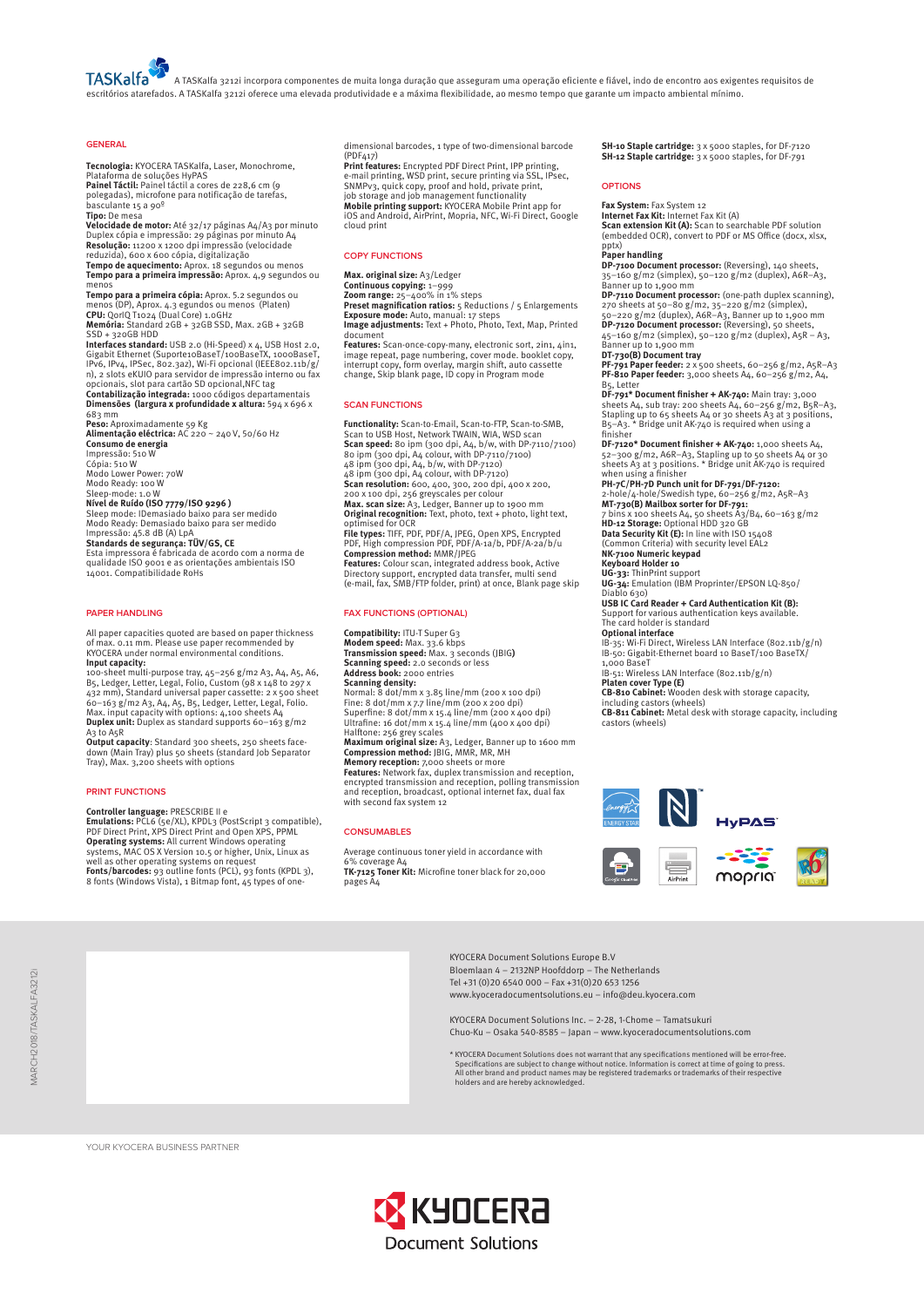TASKalfa A TASKalfa 3212i incorpora componentes de muita longa duração que asseguram uma operação eficiente e fiável, indo de encontro aos exigentes requisitos de escritórios atarefados. A TASKalfa 3212i oferece uma elevada produtividade e a máxima flexibilidade, ao mesmo tempo que garante um impacto ambiental mínimo.

## GENERAL

**Tecnologia:** KYOCERA TASKalfa, Laser, Monochrome, Plataforma de soluções HyPAS
**Painel Táctil:** Painel táctil a cores de 228,6 cm (9 polegadas), microfone para notificação de tarefas, basculante 15 a 90º
**Tipo:** De mesa
**Velocidade de motor:** Até 32/17 páginas A4/A3 por minuto Duplex cópia e impressão: 29 páginas por minuto A4
**Resolução:** 11200 x 1200 dpi impressão (velocidade reduzida), 600 x 600 cópia, digitalização
**Tempo de aquecimento:** Aprox. 18 segundos ou menos
**Tempo para a primeira impressão:** Aprox. 4,9 segundos ou menos
**Tempo para a primeira cópia:** Aprox. 5.2 segundos ou menos (DP), Aprox. 4.3 egundos ou menos (Platen)
**CPU:** QorIQ T1024 (Dual Core) 1.0GHz
**Memória:** Standard 2GB + 32GB SSD, Max. 2GB + 32GB SSD + 320GB HDD
**Interfaces standard:** USB 2.0 (Hi-Speed) x 4, USB Host 2.0, Gigabit Ethernet (Suporte10BaseT/100BaseTX, 1000BaseT, IPv6, IPv4, IPSec, 802.3az), Wi-Fi opcional (IEEE802.11b/g/n), 2 slots eKUIO para servidor de impressão interno ou fax opcionais, slot para cartão SD opcional,NFC tag
**Contabilização integrada:** 1000 códigos departamentais
**Dimensões (largura x profundidade x altura:** 594 x 696 x 683 mm
**Peso:** Aproximadamente 59 Kg
**Alimentação eléctrica:** AC 220 ~ 240 V, 50/60 Hz
**Consumo de energia**
Impressão: 510 W
Cópia: 510 W
Modo Lower Power: 70W
Modo Ready: 100 W
Sleep-mode: 1.0 W
**Nível de Ruído (ISO 7779/ISO 9296 )**
Sleep mode: lDemasiado baixo para ser medido
Modo Ready: Demasiado baixo para ser medido
Impressão: 45.8 dB (A) LpA
**Standards de segurança: TÜV/GS, CE**
Esta impressora é fabricada de acordo com a norma de qualidade ISO 9001 e as orientações ambientais ISO 14001. Compatibilidade RoHs

## PAPER HANDLING

All paper capacities quoted are based on paper thickness of max. 0.11 mm. Please use paper recommended by KYOCERA under normal environmental conditions.
**Input capacity:**
100-sheet multi-purpose tray, 45–256 g/m2 A3, A4, A5, A6, B5, Ledger, Letter, Legal, Folio, Custom (98 x 148 to 297 x 432 mm), Standard universal paper cassette: 2 x 500 sheet 60–163 g/m2 A3, A4, A5, B5, Ledger, Letter, Legal, Folio. Max. input capacity with options: 4,100 sheets A4
**Duplex unit:** Duplex as standard supports 60–163 g/m2 A3 to A5R
**Output capacity:** Standard 300 sheets face-down (Main Tray) plus 50 sheets (standard Job Separator Tray), Max. 3,200 sheets with options

## PRINT FUNCTIONS

**Controller language:** PRESCRIBE II e
**Emulations:** PCL6 (5e/XL), KPDL3 (PostScript 3 compatible), PDF Direct Print, XPS Direct Print and Open XPS, PPML
**Operating systems:** All current Windows operating systems, MAC OS X Version 10.5 or higher, Unix, Linux as well as other operating systems on request
**Fonts/barcodes:** 93 outline fonts (PCL), 93 fonts (KPDL 3), 8 fonts (Windows Vista), 1 Bitmap font, 45 types of one-dimensional barcodes, 1 type of two-dimensional barcode (PDF417)
**Print features:** Encrypted PDF Direct Print, IPP printing, e-mail printing, WSD print, secure printing via SSL, IPsec, SNMPv3, quick copy, proof and hold, private print, job storage and job management functionality
**Mobile printing support:** KYOCERA Mobile Print app for iOS and Android, AirPrint, Mopria, NFC, Wi-Fi Direct, Google cloud print

## COPY FUNCTIONS

**Max. original size:** A3/Ledger
**Continuous copying:** 1–999
**Zoom range:** 25–400% in 1% steps
**Preset magnification ratios:** 5 Reductions / 5 Enlargements
**Exposure mode:** Auto, manual: 17 steps
**Image adjustments:** Text + Photo, Photo, Text, Map, Printed document
**Features:** Scan-once-copy-many, electronic sort, 2in1, 4in1, image repeat, page numbering, cover mode. booklet copy, interrupt copy, form overlay, margin shift, auto cassette change, Skip blank page, ID copy in Program mode

## SCAN FUNCTIONS

**Functionality:** Scan-to-FTP, Scan-to-SMB, Scan to USB Host, Network TWAIN, WIA, WSD scan
**Scan speed:** 80 ipm (300 dpi, A4, b/w, with DP-7110/7100)
80 ipm (300 dpi, A4 colour, with DP-7110/7100)
48 ipm (300 dpi, A4, b/w, with DP-7120)
48 ipm (300 dpi, A4 colour, with DP-7120)
**Scan resolution:** 600, 400, 300, 200 dpi, 400 x 200, 200 x 100 dpi, 256 greyscales per colour
**Max. scan size:** A3, Ledger, Banner up to 1900 mm
**Original recognition:** Text, photo, text + photo, light text, optimised for OCR
**File types:** TIFF, PDF, PDF/A, JPEG, Open XPS, Encrypted PDF, High compression PDF, PDF/A-1a/b, PDF/A-2a/b/u
**Compression method:** MMR/JPEG
**Features:** Colour scan, integrated address book, Active Directory support, encrypted data transfer, multi send (e-mail, fax, SMB/FTP folder, print) at once, Blank page skip

## FAX FUNCTIONS (OPTIONAL)

**Compatibility:** ITU-T Super G3
**Modem speed:** Max. 33.6 kbps
**Transmission speed:** Max. 3 seconds (JBIG)
**Scanning speed:** 2.0 seconds or less
**Address book:** 2000 entries
**Scanning density:**
Normal: 8 dot/mm x 3.85 line/mm (200 x 100 dpi)
Fine: 8 dot/mm x 7.7 line/mm (200 x 200 dpi)
Superfine: 8 dot/mm x 15.4 line/mm (200 x 400 dpi)
Ultrafine: 16 dot/mm x 15.4 line/mm (400 x 400 dpi)
Halftone: 256 grey scales
**Maximum original size:** A3, Ledger, Banner up to 1600 mm
**Compression method:** JBIG, MMR, MR, MH
**Memory reception:** 7,000 sheets or more
**Features:** Network fax, duplex transmission and reception, encrypted transmission and reception, polling transmission and reception, broadcast, optional internet fax, dual fax with second fax system 12

## CONSUMABLES

Average continuous toner yield in accordance with 6% coverage A4
**TK-7125 Toner Kit:** Microfine toner black for 20,000 pages A4
**SH-10 Staple cartridge:** 3 x 5000 staples, for DF-7120
**SH-12 Staple cartridge:** 3 x 5000 staples, for DF-791

## OPTIONS

**Fax System:** Fax System 12
**Internet Fax Kit:** Internet Fax Kit (A)
**Scan extension Kit (A):** Scan to searchable PDF solution (embedded OCR), convert to PDF or MS Office (docx, xlsx, pptx)
**Paper handling**
**DP-7100 Document processor:** (Reversing), 140 sheets, 35–160 g/m2 (simplex), 50–120 g/m2 (duplex), A6R–A3, Banner up to 1,900 mm
**DP-7110 Document processor:** (one-path duplex scanning), 270 sheets at 50–80 g/m2, 35–220 g/m2 (simplex), 50–220 g/m2 (duplex), A6R–A3, Banner up to 1,900 mm
**DP-7120 Document processor:** (Reversing), 50 sheets, 45–160 g/m2 (simplex), 50–120 g/m2 (duplex), A5R – A3, Banner up to 1,900 mm
**DT-730(B) Document tray**
**PF-791 Paper feeder:** 2 x 500 sheets, 60–256 g/m2, A5R–A3
**PF-810 Paper feeder:** 3,000 sheets A4, 60–256 g/m2, A4, B5, Letter
**DF-791\* Document finisher + AK-740:** Main tray: 3,000 sheets A4, sub tray: 200 sheets A4, 60–256 g/m2, B5R–A3, Stapling up to 65 sheets A4 or 30 sheets A3 at 3 positions, B5–A3. \* Bridge unit AK-740 is required when using a finisher
**DF-7120\* Document finisher + AK-740:** 1,000 sheets A4, 52–300 g/m2, A6R–A3, Stapling up to 50 sheets A4 or 30 sheets A3 at 3 positions. \* Bridge unit AK-740 is required when using a finisher
**PH-7C/PH-7D Punch unit for DF-791/DF-7120:** 2-hole/4-hole/Swedish type, 60–256 g/m2, A5R–A3
**MT-730(B) Mailbox sorter for DF-791:** 7 bins x 100 sheets A4, 50 sheets A3/B4, 60–163 g/m2
**HD-12 Storage:** Optional HDD 320 GB
**Data Security Kit (E):** In line with ISO 15408 (Common Criteria) with security level EAL2
**NK-7100 Numeric keypad**
**Keyboard Holder 10**
**UG-33:** ThinPrint support
**UG-34:** Emulation (IBM Proprinter/EPSON LQ-850/ Diablo 630)
**USB IC Card Reader + Card Authentication Kit (B):** Support for various authentication keys available. The card holder is standard
**Optional interface**
IB-35: Wi-Fi Direct, Wireless LAN Interface (802.11b/g/n)
IB-50: Gigabit-Ethernet board 10 BaseT/100 BaseTX/ 1,000 BaseT
IB-51: Wireless LAN Interface (802.11b/g/n)
**Platen cover Type (E)**
**CB-810 Cabinet:** Wooden desk with storage capacity, including castors (wheels)
**CB-811 Cabinet:** Metal desk with storage capacity, including castors (wheels)

HyPAS

mopria

MARCH2018/TASKALFA3212i

KYOCERA Document Solutions Europe B.V
Bloemlaan 4 – 2132NP Hoofddorp – The Netherlands
Tel +31 (0)20 6540 000 – Fax +31(0)20 653 1256
www.kyoceradocumentsolutions.eu – info@deu.kyocera.com

KYOCERA Document Solutions Inc. – 2-28, 1-Chome – Tamatsukuri
Chuo-Ku – Osaka 540-8585 – Japan – www.kyoceradocumentsolutions.com

\* KYOCERA Document Solutions does not warrant that any specifications mentioned will be error-free. Specifications are subject to change without notice. Information is correct at time of going to press. All other brand and product names may be registered trademarks or trademarks of their respective holders and are hereby acknowledged.

YOUR KYOCERA BUSINESS PARTNER

KYOCERA Document Solutions